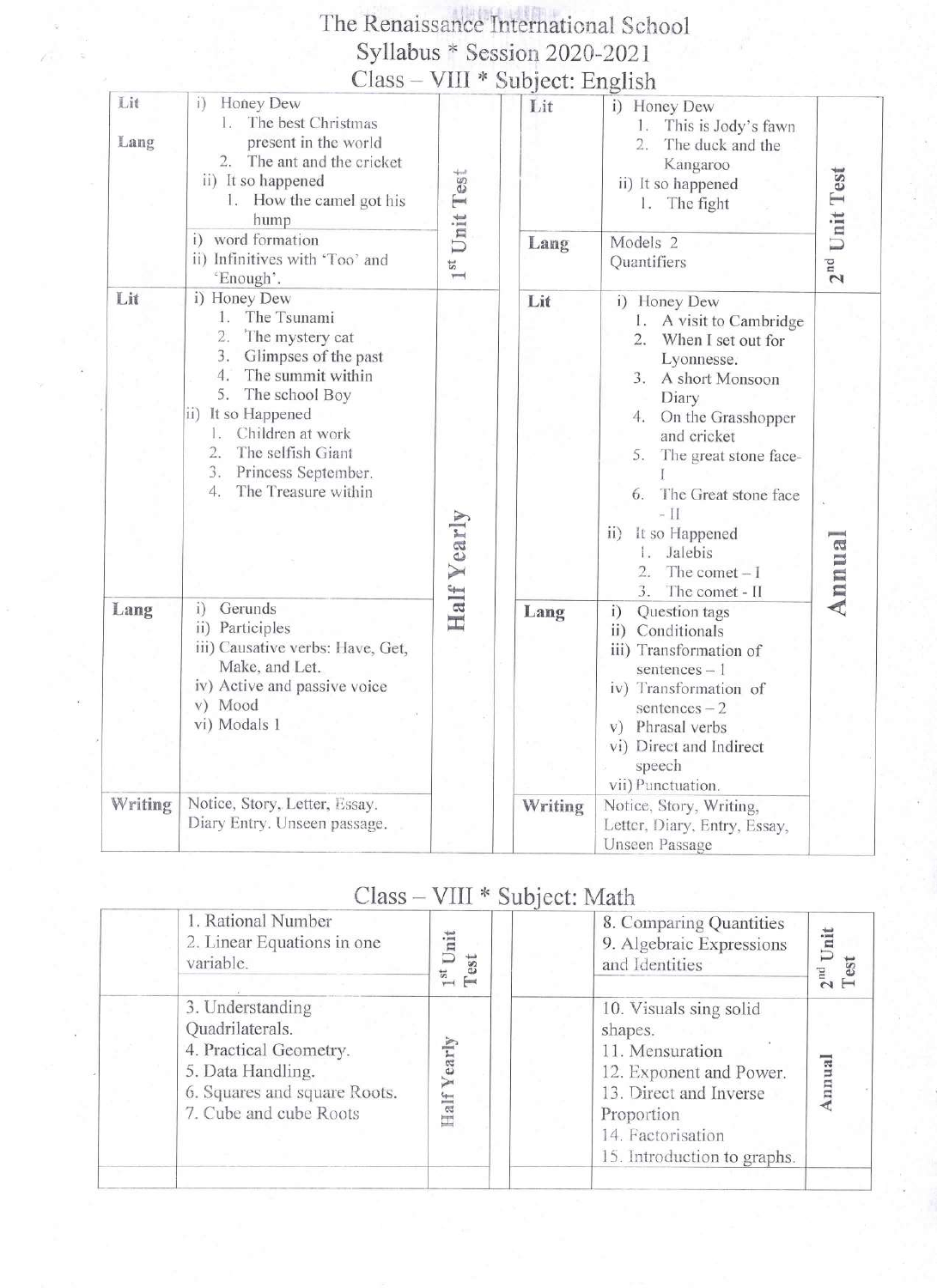# The Renaissance International School

## Syllabus * Session 2020-2021

### Class – VIII * Subject: English

| | | | | | |
|---|---|---|---|---|---|
| Lit | i) Honey Dew<br>1. The best Christmas present in the world<br>2. The ant and the cricket<br>ii) It so happened<br>1. How the camel got his hump | 1st Unit Test | Lit | i) Honey Dew<br>1. This is Jody's fawn<br>2. The duck and the Kangaroo<br>ii) It so happened<br>1. The fight | 2nd Unit Test |
| Lang | i) word formation<br>ii) Infinitives with 'Too' and 'Enough'. | | Lang | Models 2<br>Quantifiers | |
| Lit | i) Honey Dew<br>1. The Tsunami<br>2. The mystery cat<br>3. Glimpses of the past<br>4. The summit within<br>5. The school Boy<br>ii) It so Happened<br>1. Children at work<br>2. The selfish Giant<br>3. Princess September.<br>4. The Treasure within | Half Yearly | Lit | i) Honey Dew<br>1. A visit to Cambridge<br>2. When I set out for Lyonnesse.<br>3. A short Monsoon Diary<br>4. On the Grasshopper and cricket<br>5. The great stone face-I<br>6. The Great stone face - II<br>ii) It so Happened<br>1. Jalebis<br>2. The comet – I<br>3. The comet - II | Annual |
| Lang | i) Gerunds<br>ii) Participles<br>iii) Causative verbs: Have, Get, Make, and Let.<br>iv) Active and passive voice<br>v) Mood<br>vi) Modals 1 | | Lang | i) Question tags<br>ii) Conditionals<br>iii) Transformation of sentences – 1<br>iv) Transformation of sentences – 2<br>v) Phrasal verbs<br>vi) Direct and Indirect speech<br>vii) Punctuation. | |
| Writing | Notice, Story, Letter, Essay. Diary Entry. Unseen passage. | | Writing | Notice, Story, Writing, Letter, Diary, Entry, Essay, Unseen Passage | |

### Class – VIII * Subject: Math

| | | | | | |
|---|---|---|---|---|---|
| | 1. Rational Number<br>2. Linear Equations in one variable. | 1st Unit Test | | 8. Comparing Quantities<br>9. Algebraic Expressions and Identities | 2nd Unit Test |
| | 3. Understanding Quadrilaterals.<br>4. Practical Geometry.<br>5. Data Handling.<br>6. Squares and square Roots.<br>7. Cube and cube Roots | Half Yearly | | 10. Visuals sing solid shapes.<br>11. Mensuration<br>12. Exponent and Power.<br>13. Direct and Inverse Proportion<br>14. Factorisation<br>15. Introduction to graphs. | Annual |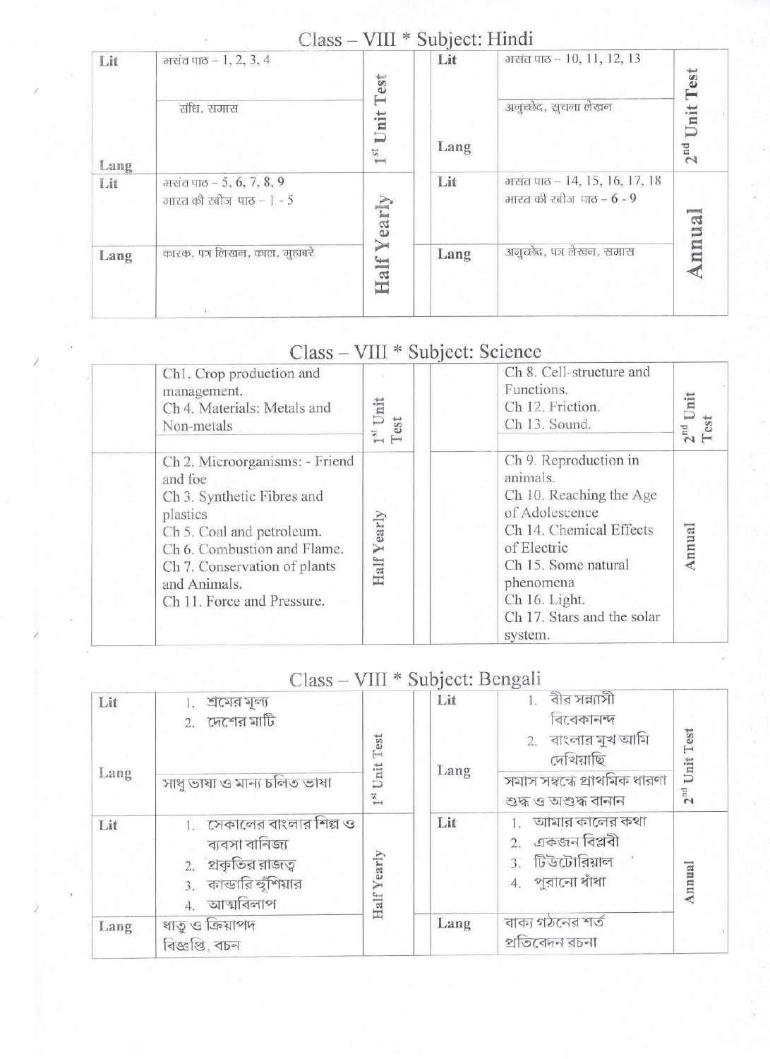## Class – VIII * Subject: Hindi

| | | | | | |
|---|---|---|---|---|---|
| Lit | बसंत पाठ – 1, 2, 3, 4 | 1st Unit Test | Lit | बसंत पाठ – 10, 11, 12, 13 | 2nd Unit Test |
| Lang | संधि, समास | | Lang | अनुच्छेद, सुचना लेखन | |
| Lit | बसंत पाठ – 5, 6, 7, 8, 9<br>भारत की खोज पाठ – 1 - 5 | Half Yearly | Lit | बसंत पाठ – 14, 15, 16, 17, 18<br>भारत की खोज पाठ – 6 - 9 | Annual |
| Lang | कारक, पत्र लिखन, काल, मुहावरे | | Lang | अनुच्छेद, पत्र लेखन, समास | |

## Class – VIII * Subject: Science

| | | | | | |
|---|---|---|---|---|---|
| | Ch1. Crop production and management.<br>Ch 4. Materials: Metals and Non-metals | 1st Unit Test | | Ch 8. Cell-structure and Functions.<br>Ch 12. Friction.<br>Ch 13. Sound. | 2nd Unit Test |
| | Ch 2. Microorganisms: - Friend and foe<br>Ch 3. Synthetic Fibres and plastics<br>Ch 5. Coal and petroleum.<br>Ch 6. Combustion and Flame.<br>Ch 7. Conservation of plants and Animals.<br>Ch 11. Force and Pressure. | Half Yearly | | Ch 9. Reproduction in animals.<br>Ch 10. Reaching the Age of Adolescence<br>Ch 14. Chemical Effects of Electric<br>Ch 15. Some natural phenomena<br>Ch 16. Light.<br>Ch 17. Stars and the solar system. | Annual |

## Class – VIII * Subject: Bengali

| | | | | | |
|---|---|---|---|---|---|
| Lit | 1. শ্রমের মূল্য<br>2. দেশের মাটি | 1st Unit Test | Lit | 1. বীর সন্ন্যাসী বিবেকানন্দ<br>2. বাংলার মুখ আমি দেখিয়াছি | 2nd Unit Test |
| Lang | সাধু ভাষা ও মান্য চলিত ভাষা | | Lang | সমাস সম্বন্ধে প্রাথমিক ধারণা<br>শুদ্ধ ও অশুদ্ধ বানান | |
| Lit | 1. সেকালের বাংলার শিল্প ও ব্যবসা বানিজ্য<br>2. প্রকৃতির রাজত্ব<br>3. কান্ডারি হুঁশিয়ার<br>4. আত্মবিলাপ | Half Yearly | Lit | 1. আমার কালের কথা<br>2. একজন বিপ্লবী<br>3. টিউটোরিয়াল<br>4. পুরানো ধাঁধা | Annual |
| Lang | ধাতু ও ক্রিয়াপদ<br>বিজ্ঞপ্তি, বচন | | Lang | বাক্য গঠনের শর্ত<br>প্রতিবেদন রচনা | |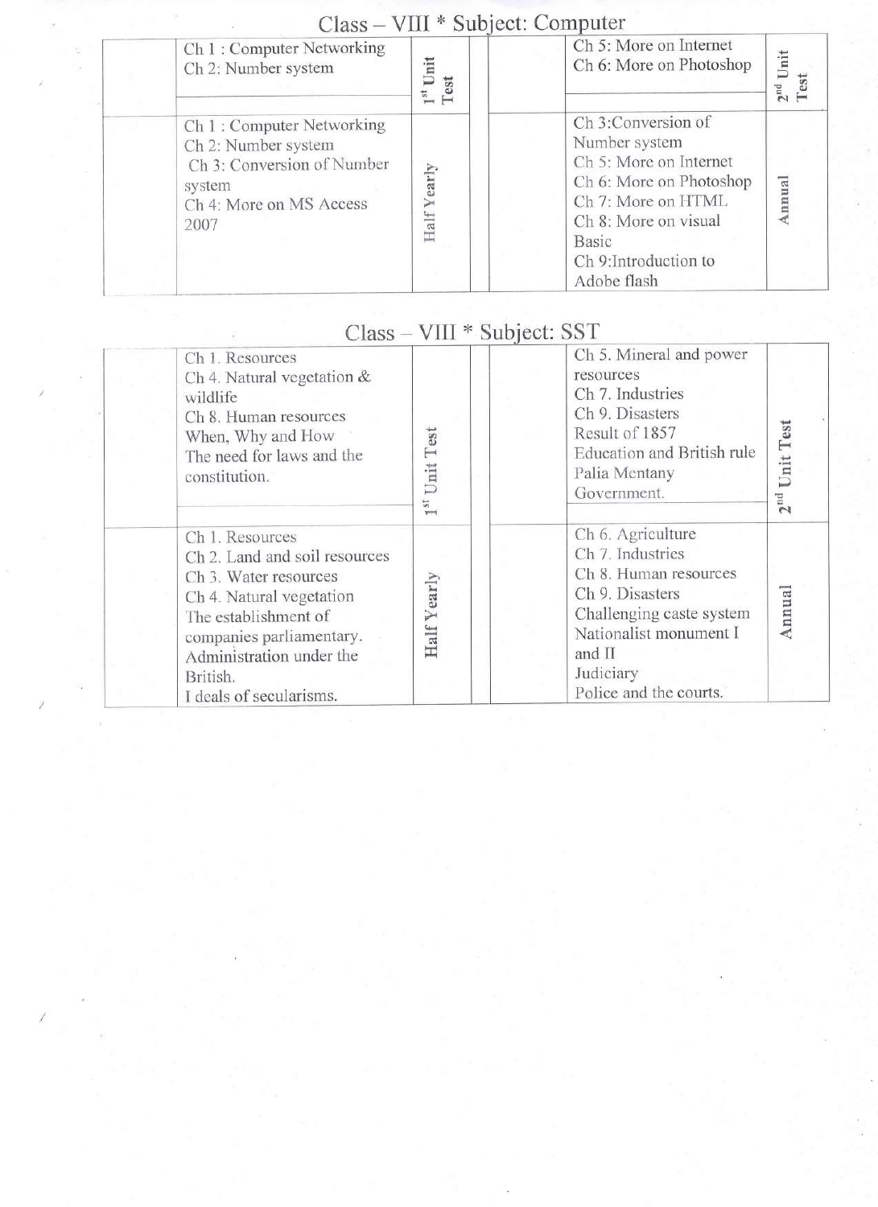## Class – VIII * Subject: Computer

| | | | | | | |
|---|---|---|---|---|---|---|
| | Ch 1 : Computer Networking<br>Ch 2: Number system | 1[st] Unit Test | | | Ch 5: More on Internet<br>Ch 6: More on Photoshop | 2[nd] Unit Test |
| | Ch 1 : Computer Networking<br>Ch 2: Number system<br>Ch 3: Conversion of Number system<br>Ch 4: More on MS Access 2007 | Half Yearly | | | Ch 3:Conversion of Number system<br>Ch 5: More on Internet<br>Ch 6: More on Photoshop<br>Ch 7: More on HTML<br>Ch 8: More on visual Basic<br>Ch 9:Introduction to Adobe flash | Annual |

## Class – VIII * Subject: SST

| | | | | | | |
|---|---|---|---|---|---|---|
| | Ch 1. Resources<br>Ch 4. Natural vegetation & wildlife<br>Ch 8. Human resources<br>When, Why and How<br>The need for laws and the constitution. | 1[st] Unit Test | | | Ch 5. Mineral and power resources<br>Ch 7. Industries<br>Ch 9. Disasters<br>Result of 1857<br>Education and British rule<br>Palia Mentany Government. | 2[nd] Unit Test |
| | Ch 1. Resources<br>Ch 2. Land and soil resources<br>Ch 3. Water resources<br>Ch 4. Natural vegetation<br>The establishment of companies parliamentary.<br>Administration under the British.<br>I deals of secularisms. | Half Yearly | | | Ch 6. Agriculture<br>Ch 7. Industries<br>Ch 8. Human resources<br>Ch 9. Disasters<br>Challenging caste system<br>Nationalist monument I and II<br>Judiciary<br>Police and the courts. | Annual |